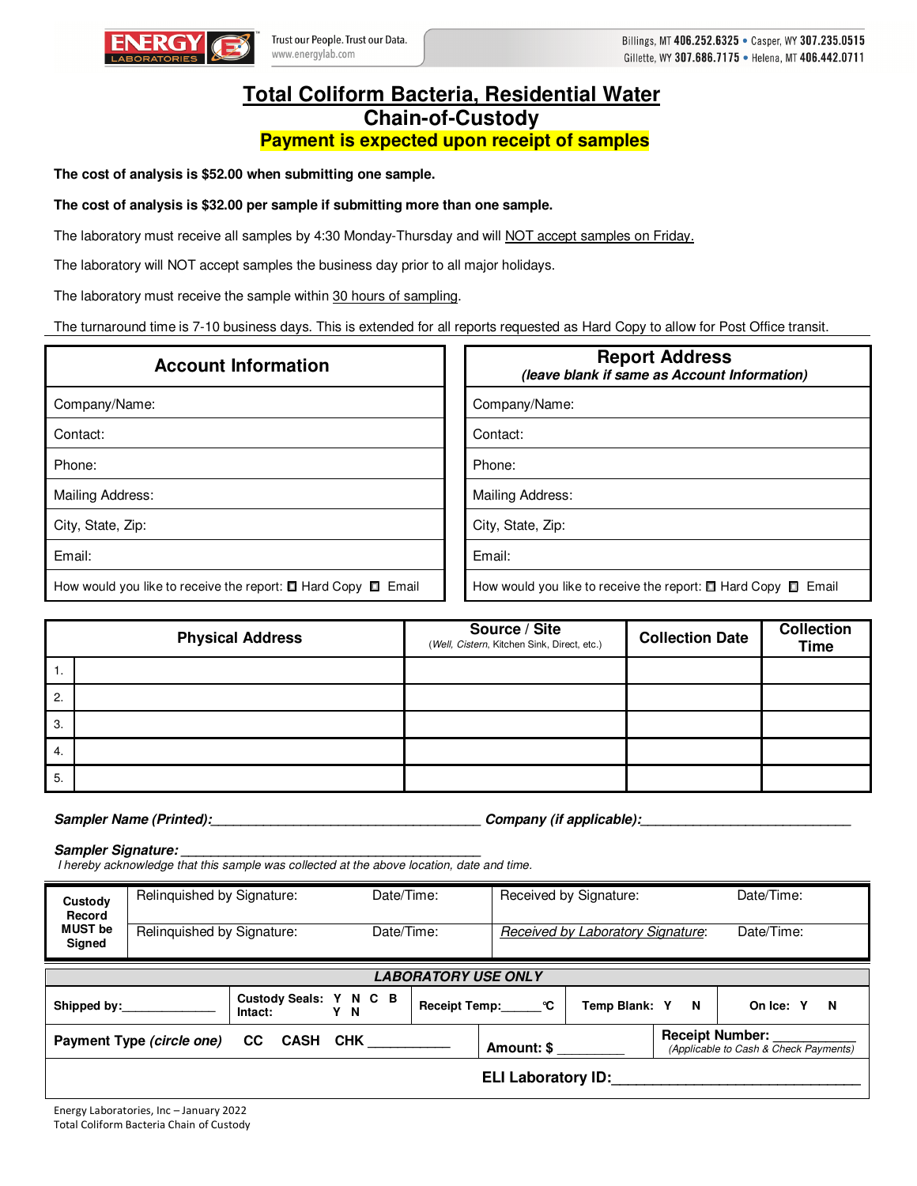ENERGY LABORATORIES

Trust our People. Trust our Data.
www.energylab.com

Billings, MT 406.252.6325 • Casper, WY 307.235.0515
Gillette, WY 307.686.7175 • Helena, MT 406.442.0711

# Total Coliform Bacteria, Residential Water
## Chain-of-Custody
**Payment is expected upon receipt of samples**

**The cost of analysis is $52.00 when submitting one sample.**

**The cost of analysis is $32.00 per sample if submitting more than one sample.**

The laboratory must receive all samples by 4:30 Monday-Thursday and will NOT accept samples on Friday.

The laboratory will NOT accept samples the business day prior to all major holidays.

The laboratory must receive the sample within 30 hours of sampling.

The turnaround time is 7-10 business days. This is extended for all reports requested as Hard Copy to allow for Post Office transit.

| Account Information | Report Address *(leave blank if same as Account Information)* |
|---|---|
| Company/Name: | Company/Name: |
| Contact: | Contact: |
| Phone: | Phone: |
| Mailing Address: | Mailing Address: |
| City, State, Zip: | City, State, Zip: |
| Email: | Email: |
| How would you like to receive the report: ☐ Hard Copy ☐ Email | How would you like to receive the report: ☐ Hard Copy ☐ Email |

| | Physical Address | Source / Site (*Well, Cistern,* Kitchen Sink, Direct, etc.) | Collection Date | Collection Time |
|---|---|---|---|---|
| 1. | | | | |
| 2. | | | | |
| 3. | | | | |
| 4. | | | | |
| 5. | | | | |

***Sampler Name (Printed):*** ___________________________________ ***Company (if applicable):*** ___________________________

***Sampler Signature:*** ________________________________________

*I hereby acknowledge that this sample was collected at the above location, date and time.*

| **Custody Record MUST be Signed** | Relinquished by Signature: | Date/Time: | Received by Signature: | Date/Time: |
|---|---|---|---|---|
| | Relinquished by Signature: | Date/Time: | *Received by Laboratory Signature*: | Date/Time: |

| ***LABORATORY USE ONLY*** | | | | |
|---|---|---|---|---|
| **Shipped by:**_____________ | **Custody Seals:** Y N C B **Intact:** Y N | **Receipt Temp:**_____°C | **Temp Blank:** Y N | **On Ice:** Y N |
| **Payment Type** ***(circle one)*** CC CASH CHK __________ | | **Amount: $** _________ | **Receipt Number:** ___________ *(Applicable to Cash & Check Payments)* | |
| | | **ELI Laboratory ID:**______________________________ | | |

Energy Laboratories, Inc – January 2022
Total Coliform Bacteria Chain of Custody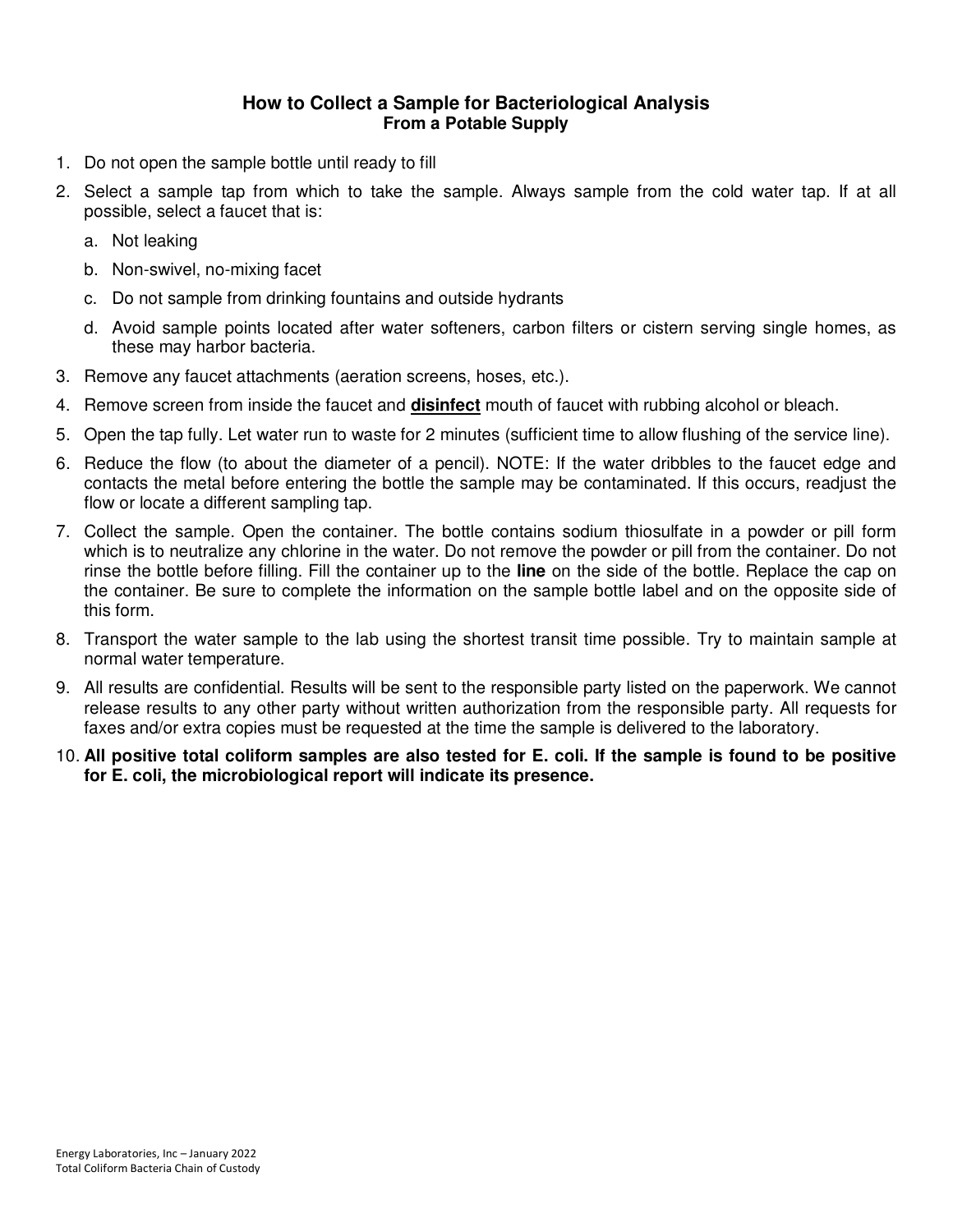## How to Collect a Sample for Bacteriological Analysis
### From a Potable Supply

1. Do not open the sample bottle until ready to fill
2. Select a sample tap from which to take the sample. Always sample from the cold water tap. If at all possible, select a faucet that is:
   a. Not leaking
   b. Non-swivel, no-mixing facet
   c. Do not sample from drinking fountains and outside hydrants
   d. Avoid sample points located after water softeners, carbon filters or cistern serving single homes, as these may harbor bacteria.
3. Remove any faucet attachments (aeration screens, hoses, etc.).
4. Remove screen from inside the faucet and **disinfect** mouth of faucet with rubbing alcohol or bleach.
5. Open the tap fully. Let water run to waste for 2 minutes (sufficient time to allow flushing of the service line).
6. Reduce the flow (to about the diameter of a pencil). NOTE: If the water dribbles to the faucet edge and contacts the metal before entering the bottle the sample may be contaminated. If this occurs, readjust the flow or locate a different sampling tap.
7. Collect the sample. Open the container. The bottle contains sodium thiosulfate in a powder or pill form which is to neutralize any chlorine in the water. Do not remove the powder or pill from the container. Do not rinse the bottle before filling. Fill the container up to the **line** on the side of the bottle. Replace the cap on the container. Be sure to complete the information on the sample bottle label and on the opposite side of this form.
8. Transport the water sample to the lab using the shortest transit time possible. Try to maintain sample at normal water temperature.
9. All results are confidential. Results will be sent to the responsible party listed on the paperwork. We cannot release results to any other party without written authorization from the responsible party. All requests for faxes and/or extra copies must be requested at the time the sample is delivered to the laboratory.
10. **All positive total coliform samples are also tested for E. coli. If the sample is found to be positive for E. coli, the microbiological report will indicate its presence.**

Energy Laboratories, Inc – January 2022
Total Coliform Bacteria Chain of Custody